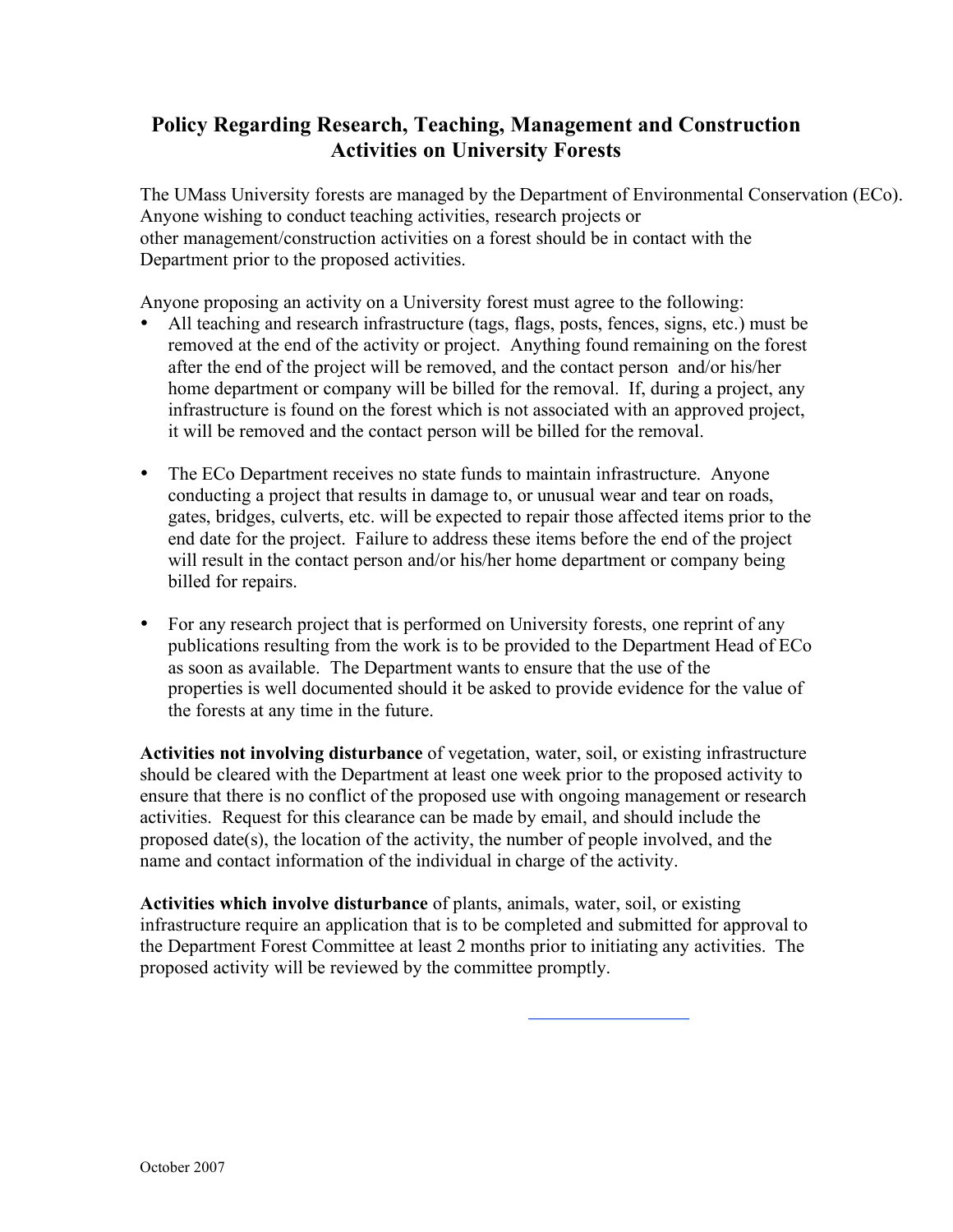# Policy Regarding Research, Teaching, Management and Construction Activities on University Forests

The UMass University forests are managed by the Department of Environmental Conservation (ECo). Anyone wishing to conduct teaching activities, research projects or other management/construction activities on a forest should be in contact with the Department prior to the proposed activities.

Anyone proposing an activity on a University forest must agree to the following:

- All teaching and research infrastructure (tags, flags, posts, fences, signs, etc.) must be removed at the end of the activity or project. Anything found remaining on the forest after the end of the project will be removed, and the contact person and/or his/her home department or company will be billed for the removal. If, during a project, any infrastructure is found on the forest which is not associated with an approved project, it will be removed and the contact person will be billed for the removal.

- The ECo Department receives no state funds to maintain infrastructure. Anyone conducting a project that results in damage to, or unusual wear and tear on roads, gates, bridges, culverts, etc. will be expected to repair those affected items prior to the end date for the project. Failure to address these items before the end of the project will result in the contact person and/or his/her home department or company being billed for repairs.

- For any research project that is performed on University forests, one reprint of any publications resulting from the work is to be provided to the Department Head of ECo as soon as available. The Department wants to ensure that the use of the properties is well documented should it be asked to provide evidence for the value of the forests at any time in the future.

**Activities not involving disturbance** of vegetation, water, soil, or existing infrastructure should be cleared with the Department at least one week prior to the proposed activity to ensure that there is no conflict of the proposed use with ongoing management or research activities. Request for this clearance can be made by email, and should include the proposed date(s), the location of the activity, the number of people involved, and the name and contact information of the individual in charge of the activity.

**Activities which involve disturbance** of plants, animals, water, soil, or existing infrastructure require an application that is to be completed and submitted for approval to the Department Forest Committee at least 2 months prior to initiating any activities. The proposed activity will be reviewed by the committee promptly.

October 2007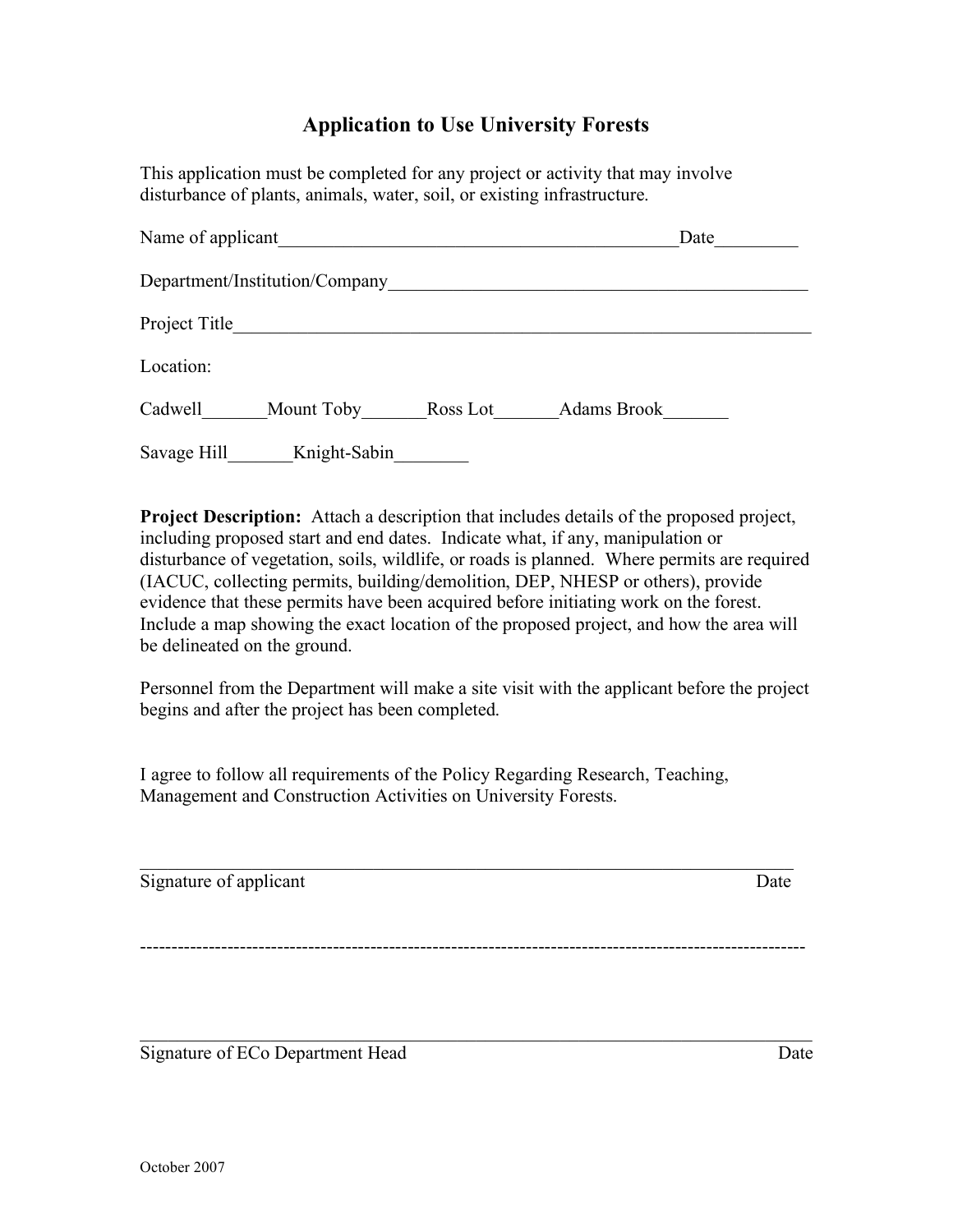# Application to Use University Forests

This application must be completed for any project or activity that may involve disturbance of plants, animals, water, soil, or existing infrastructure.

Name of applicant_____________________________________________Date_________

Department/Institution/Company______________________________________________

Project Title_____________________________________________________________

Location:

Cadwell_______Mount Toby_______Ross Lot_______Adams Brook_______

Savage Hill_______Knight-Sabin________

**Project Description:** Attach a description that includes details of the proposed project, including proposed start and end dates. Indicate what, if any, manipulation or disturbance of vegetation, soils, wildlife, or roads is planned. Where permits are required (IACUC, collecting permits, building/demolition, DEP, NHESP or others), provide evidence that these permits have been acquired before initiating work on the forest. Include a map showing the exact location of the proposed project, and how the area will be delineated on the ground.

Personnel from the Department will make a site visit with the applicant before the project begins and after the project has been completed.

I agree to follow all requirements of the Policy Regarding Research, Teaching, Management and Construction Activities on University Forests.

_________________________________________________________________

Signature of applicant Date

-----------------------------------------------------------------------------------------------------------

_________________________________________________________________

Signature of ECo Department Head Date

October 2007